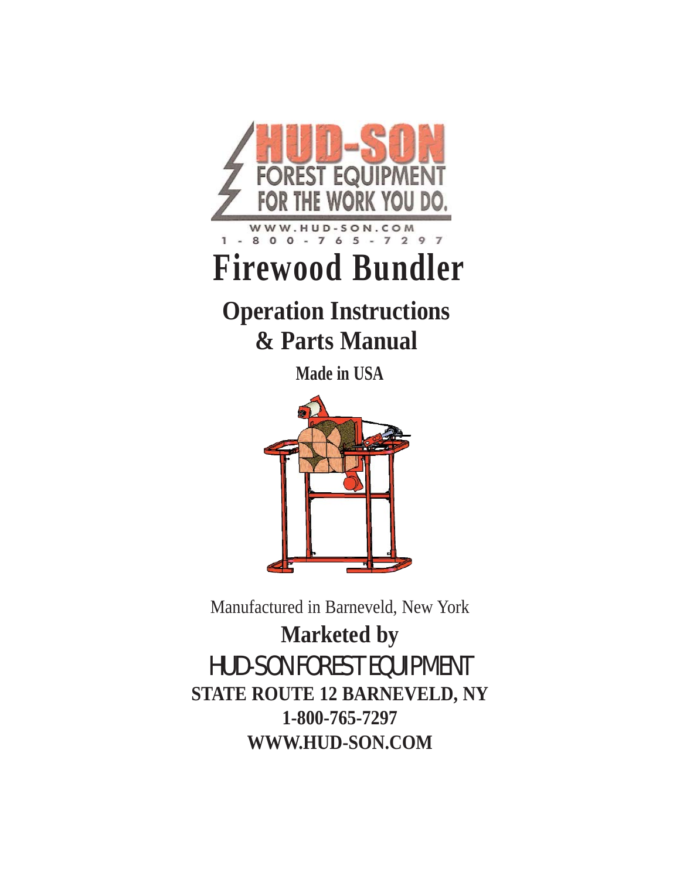HUD-SON

FOREST EQUIPMENT

FOR THE WORK YOU DO.

WWW.HUD-SON.COM

1-800-765-7297

# Firewood Bundler

## Operation Instructions & Parts Manual

**Made in USA**

Manufactured in Barneveld, New York

**Marketed by**

HUD-SON FOREST EQUIPMENT

**STATE ROUTE 12 BARNEVELD, NY**

**1-800-765-7297**

**WWW.HUD-SON.COM**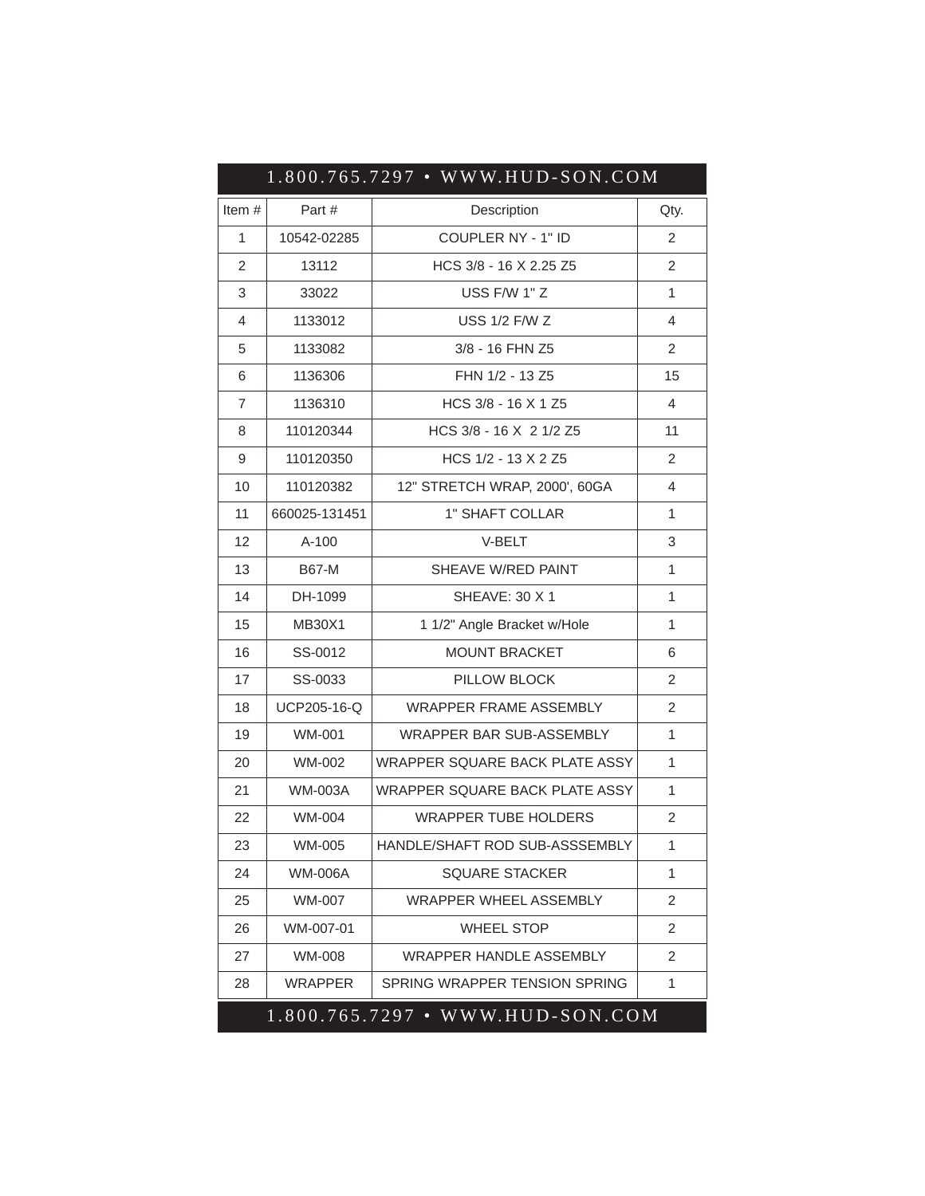1.800.765.7297 • WWW.HUD-SON.COM

| Item # | Part # | Description | Qty. |
|---|---|---|---|
| 1 | 10542-02285 | COUPLER NY - 1" ID | 2 |
| 2 | 13112 | HCS 3/8 - 16 X 2.25 Z5 | 2 |
| 3 | 33022 | USS F/W 1" Z | 1 |
| 4 | 1133012 | USS 1/2 F/W Z | 4 |
| 5 | 1133082 | 3/8 - 16 FHN Z5 | 2 |
| 6 | 1136306 | FHN 1/2 - 13 Z5 | 15 |
| 7 | 1136310 | HCS 3/8 - 16 X 1 Z5 | 4 |
| 8 | 110120344 | HCS 3/8 - 16 X 2 1/2 Z5 | 11 |
| 9 | 110120350 | HCS 1/2 - 13 X 2 Z5 | 2 |
| 10 | 110120382 | 12" STRETCH WRAP, 2000', 60GA | 4 |
| 11 | 660025-131451 | 1" SHAFT COLLAR | 1 |
| 12 | A-100 | V-BELT | 3 |
| 13 | B67-M | SHEAVE W/RED PAINT | 1 |
| 14 | DH-1099 | SHEAVE: 30 X 1 | 1 |
| 15 | MB30X1 | 1 1/2" Angle Bracket w/Hole | 1 |
| 16 | SS-0012 | MOUNT BRACKET | 6 |
| 17 | SS-0033 | PILLOW BLOCK | 2 |
| 18 | UCP205-16-Q | WRAPPER FRAME ASSEMBLY | 2 |
| 19 | WM-001 | WRAPPER BAR SUB-ASSEMBLY | 1 |
| 20 | WM-002 | WRAPPER SQUARE BACK PLATE ASSY | 1 |
| 21 | WM-003A | WRAPPER SQUARE BACK PLATE ASSY | 1 |
| 22 | WM-004 | WRAPPER TUBE HOLDERS | 2 |
| 23 | WM-005 | HANDLE/SHAFT ROD SUB-ASSSEMBLY | 1 |
| 24 | WM-006A | SQUARE STACKER | 1 |
| 25 | WM-007 | WRAPPER WHEEL ASSEMBLY | 2 |
| 26 | WM-007-01 | WHEEL STOP | 2 |
| 27 | WM-008 | WRAPPER HANDLE ASSEMBLY | 2 |
| 28 | WRAPPER | SPRING WRAPPER TENSION SPRING | 1 |

1.800.765.7297 • WWW.HUD-SON.COM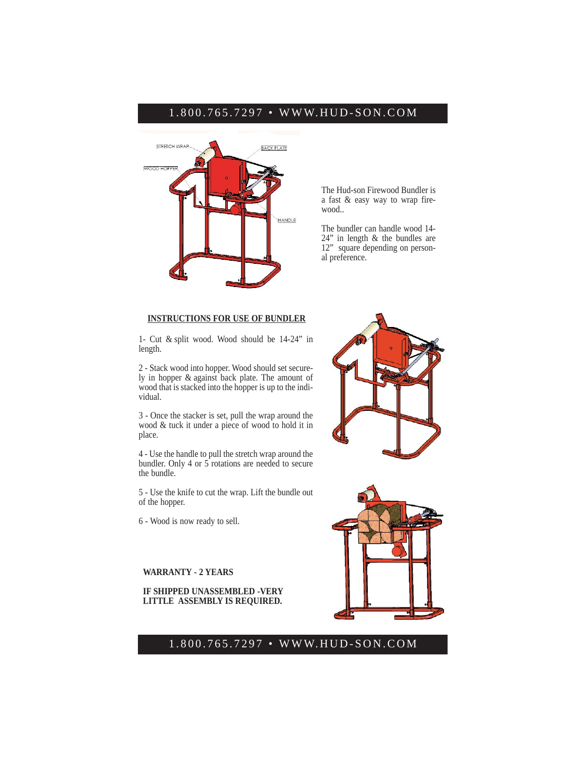The Hud-son Firewood Bundler is a fast & easy way to wrap firewood..

The bundler can handle wood 14-24" in length & the bundles are 12" square depending on personal preference.

**INSTRUCTIONS FOR USE OF BUNDLER**

1- Cut & split wood. Wood should be 14-24" in length.

2 - Stack wood into hopper. Wood should set securely in hopper & against back plate. The amount of wood that is stacked into the hopper is up to the individual.

3 - Once the stacker is set, pull the wrap around the wood & tuck it under a piece of wood to hold it in place.

4 - Use the handle to pull the stretch wrap around the bundler. Only 4 or 5 rotations are needed to secure the bundle.

5 - Use the knife to cut the wrap. Lift the bundle out of the hopper.

6 - Wood is now ready to sell.

**WARRANTY - 2 YEARS**

**IF SHIPPED UNASSEMBLED -VERY LITTLE ASSEMBLY IS REQUIRED.**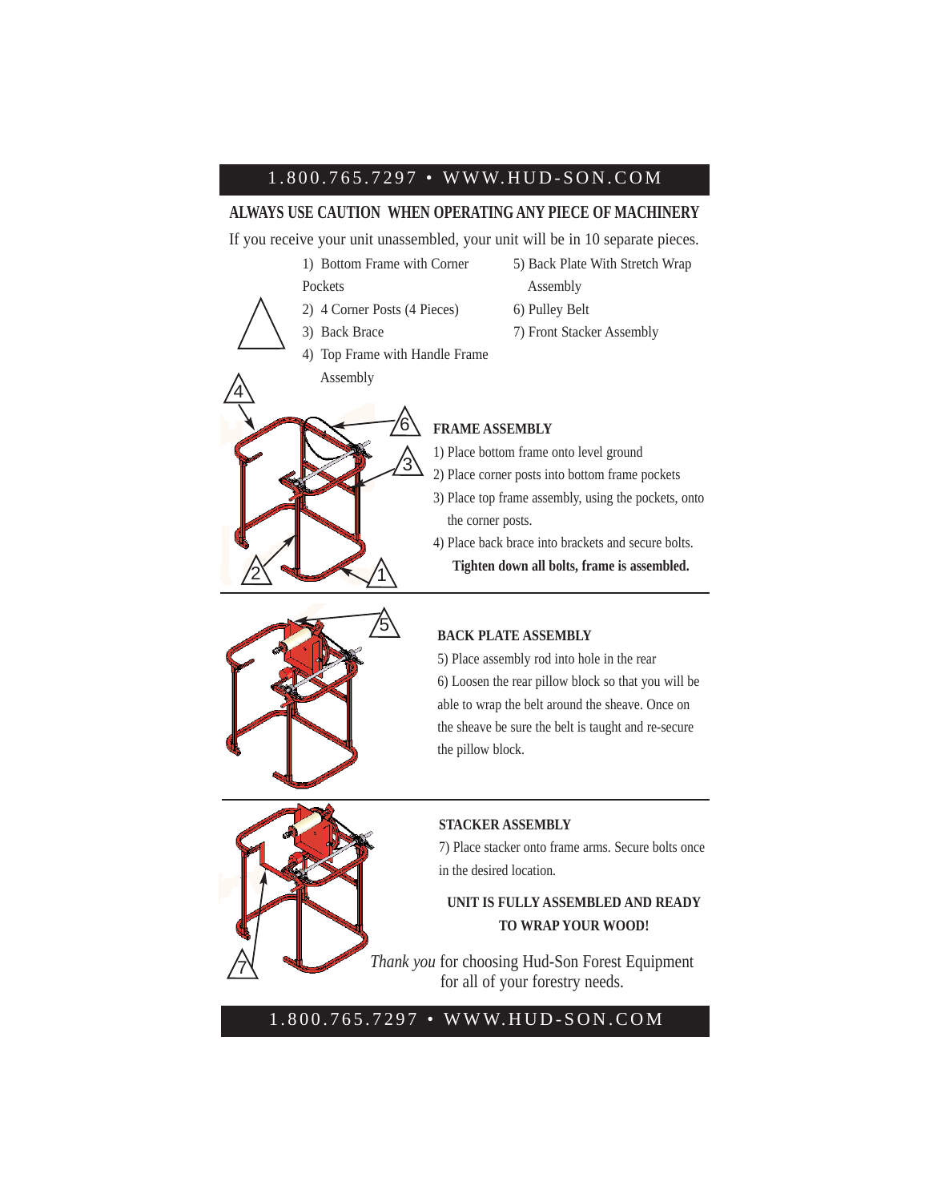1.800.765.7297 • WWW.HUD-SON.COM

**ALWAYS USE CAUTION WHEN OPERATING ANY PIECE OF MACHINERY**

If you receive your unit unassembled, your unit will be in 10 separate pieces.

1) Bottom Frame with Corner Pockets
2) 4 Corner Posts (4 Pieces)
3) Back Brace
4) Top Frame with Handle Frame Assembly
5) Back Plate With Stretch Wrap Assembly
6) Pulley Belt
7) Front Stacker Assembly

### FRAME ASSEMBLY

1) Place bottom frame onto level ground
2) Place corner posts into bottom frame pockets
3) Place top frame assembly, using the pockets, onto the corner posts.
4) Place back brace into brackets and secure bolts.

**Tighten down all bolts, frame is assembled.**

### BACK PLATE ASSEMBLY

5) Place assembly rod into hole in the rear
6) Loosen the rear pillow block so that you will be able to wrap the belt around the sheave. Once on the sheave be sure the belt is taught and re-secure the pillow block.

### STACKER ASSEMBLY

7) Place stacker onto frame arms. Secure bolts once in the desired location.

**UNIT IS FULLY ASSEMBLED AND READY TO WRAP YOUR WOOD!**

*Thank you* for choosing Hud-Son Forest Equipment for all of your forestry needs.

1.800.765.7297 • WWW.HUD-SON.COM